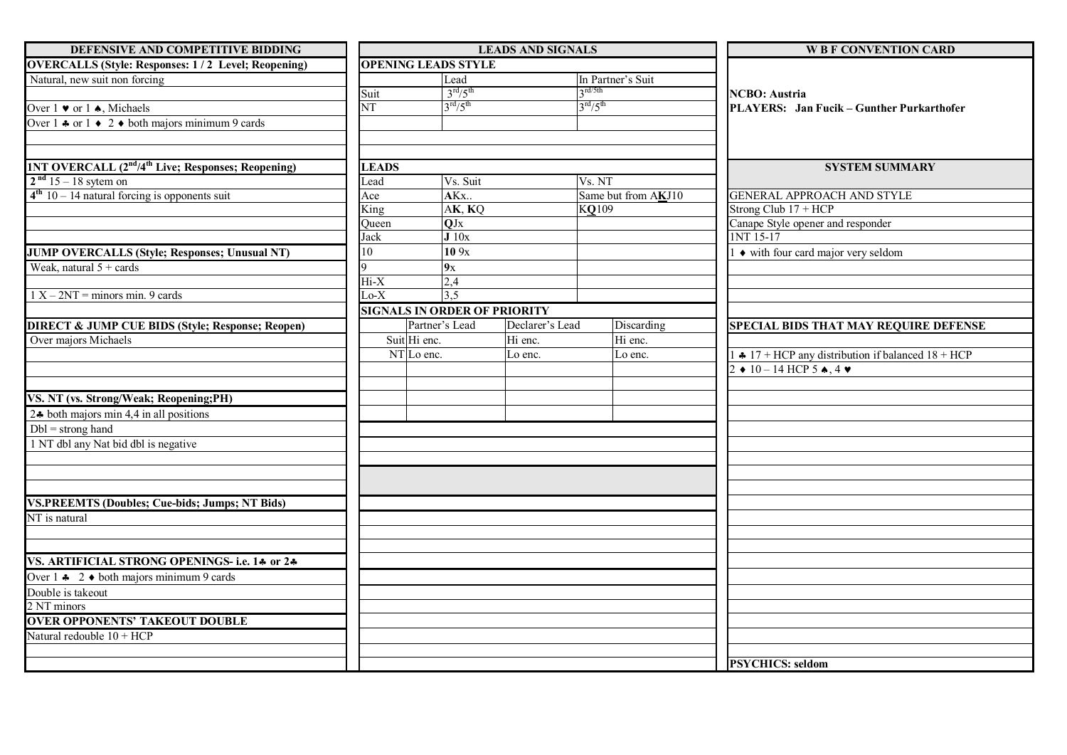## DEFENSIVE AND COMPETITIVE BIDDING

### OVERCALLS (Style: Responses: 1 / 2 Level; Reopening)

Natural, new suit non forcing

Over 1 ♥ or 1 ♠, Michaels

Over 1 ♣ or 1 ♦ 2 ♦ both majors minimum 9 cards

### 1NT OVERCALL (2nd/4th Live; Responses; Reopening)

2nd 15 – 18 sytem on

4th 10 – 14 natural forcing is opponents suit

### JUMP OVERCALLS (Style; Responses; Unusual NT)

Weak, natural 5 + cards

1 X – 2NT = minors min. 9 cards

### DIRECT & JUMP CUE BIDS (Style; Response; Reopen)

Over majors Michaels

### VS. NT (vs. Strong/Weak; Reopening;PH)

2♣ both majors min 4,4 in all positions

Dbl = strong hand

1 NT dbl any Nat bid dbl is negative

### VS.PREEMTS (Doubles; Cue-bids; Jumps; NT Bids)

NT is natural

### VS. ARTIFICIAL STRONG OPENINGS- i.e. 1♣ or 2♣

Over 1 ♣ 2 ♦ both majors minimum 9 cards

Double is takeout

2 NT minors

### OVER OPPONENTS' TAKEOUT DOUBLE

Natural redouble 10 + HCP

## LEADS AND SIGNALS

### OPENING LEADS STYLE

| | Lead | In Partner's Suit |
|---|---|---|
| Suit | 3rd/5th | 3rd/5th |
| NT | 3rd/5th | 3rd/5th |

### LEADS

| Lead | Vs. Suit | Vs. NT |
|---|---|---|
| Ace | **A**Kx.. | Same but from A**K**J10 |
| King | A**K**, **K**Q | K**Q**109 |
| Queen | **Q**Jx | |
| Jack | **J** 10x | |
| 10 | **10** 9x | |
| 9 | **9**x | |
| Hi-X | 2,4 | |
| Lo-X | 3,5 | |

### SIGNALS IN ORDER OF PRIORITY

| | Partner's Lead | Declarer's Lead | Discarding |
|---|---|---|---|
| Suit | Hi enc. | Hi enc. | Hi enc. |
| NT | Lo enc. | Lo enc. | Lo enc. |

## W B F CONVENTION CARD

**NCBO: Austria**

**PLAYERS: Jan Fucik – Gunther Purkarthofer**

### SYSTEM SUMMARY

GENERAL APPROACH AND STYLE

Strong Club 17 + HCP

Canape Style opener and responder

1NT 15-17

1 ♦ with four card major very seldom

### SPECIAL BIDS THAT MAY REQUIRE DEFENSE

1 ♣ 17 + HCP any distribution if balanced 18 + HCP

2 ♦ 10 – 14 HCP 5 ♠, 4 ♥

**PSYCHICS: seldom**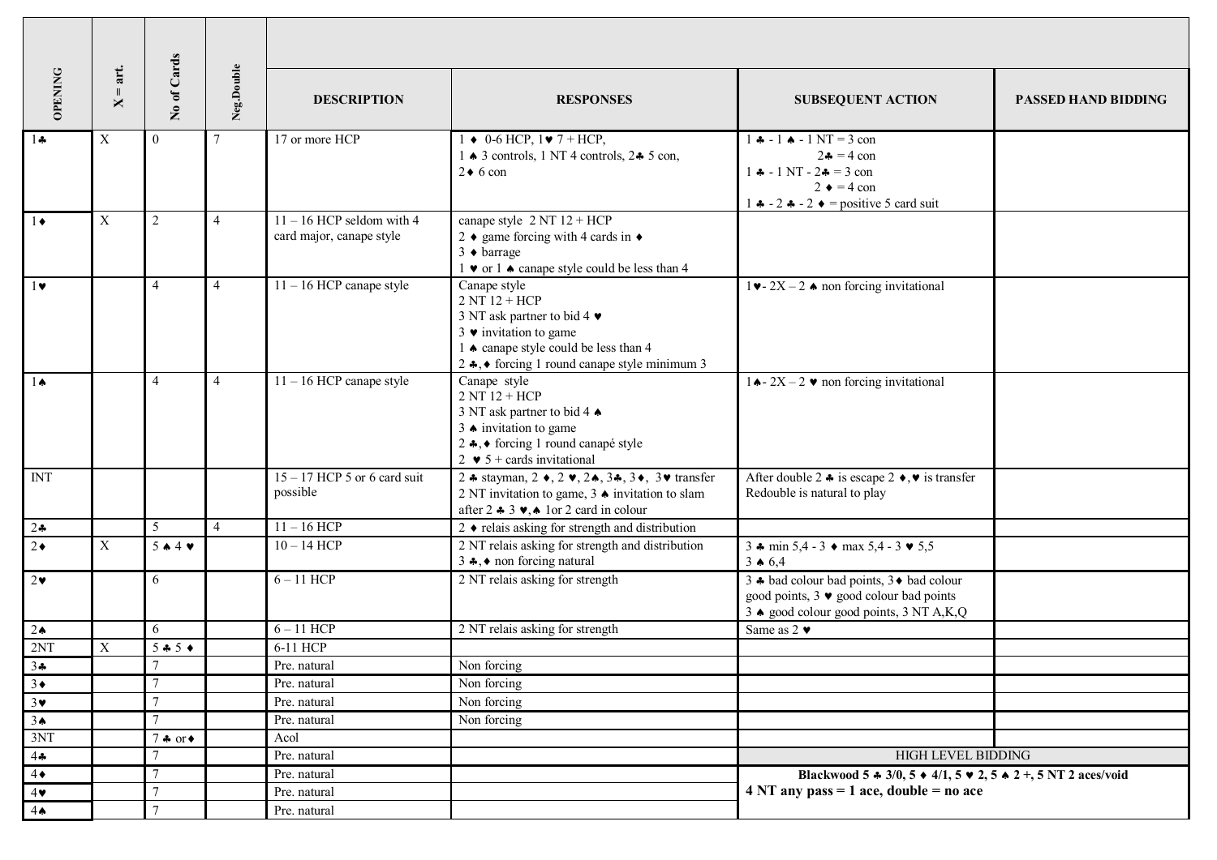| OPENING | X = art. | No of Cards | Neg.Double | DESCRIPTION | RESPONSES | SUBSEQUENT ACTION | PASSED HAND BIDDING |
|---|---|---|---|---|---|---|---|
| 1♣ | X | 0 | 7 | 17 or more HCP | 1 ♦ 0-6 HCP, 1♥ 7 + HCP,<br>1 ♠ 3 controls, 1 NT 4 controls, 2♣ 5 con,<br>2♦ 6 con | 1 ♣ - 1 ♠ - 1 NT = 3 con<br>2♣ = 4 con<br>1 ♣ - 1 NT - 2♣ = 3 con<br>2 ♦ = 4 con<br>1 ♣ - 2 ♣ - 2 ♦ = positive 5 card suit | |
| 1♦ | X | 2 | 4 | 11 – 16 HCP seldom with 4 card major, canape style | canape style 2 NT 12 + HCP<br>2 ♦ game forcing with 4 cards in ♦<br>3 ♦ barrage<br>1 ♥ or 1 ♠ canape style could be less than 4 | | |
| 1♥ | | 4 | 4 | 11 – 16 HCP canape style | Canape style<br>2 NT 12 + HCP<br>3 NT ask partner to bid 4 ♥<br>3 ♥ invitation to game<br>1 ♠ canape style could be less than 4<br>2 ♣,♦ forcing 1 round canape style minimum 3 | 1♥- 2X – 2 ♠ non forcing invitational | |
| 1♠ | | 4 | 4 | 11 – 16 HCP canape style | Canape style<br>2 NT 12 + HCP<br>3 NT ask partner to bid 4 ♠<br>3 ♠ invitation to game<br>2 ♣,♦ forcing 1 round canapé style<br>2 ♥ 5 + cards invitational | 1♠- 2X – 2 ♥ non forcing invitational | |
| INT | | | | 15 – 17 HCP 5 or 6 card suit possible | 2 ♣ stayman, 2 ♦, 2 ♥, 2♠, 3♣, 3♦, 3♥ transfer<br>2 NT invitation to game, 3 ♠ invitation to slam<br>after 2 ♣ 3 ♥,♠ 1or 2 card in colour | After double 2 ♣ is escape 2 ♦,♥ is transfer<br>Redouble is natural to play | |
| 2♣ | | 5 | 4 | 11 – 16 HCP | 2 ♦ relais asking for strength and distribution | | |
| 2♦ | X | 5 ♠ 4 ♥ | | 10 – 14 HCP | 2 NT relais asking for strength and distribution<br>3 ♣,♦ non forcing natural | 3 ♣ min 5,4 - 3 ♦ max 5,4 - 3 ♥ 5,5<br>3 ♠ 6,4 | |
| 2♥ | | 6 | | 6 – 11 HCP | 2 NT relais asking for strength | 3 ♣ bad colour bad points, 3♦ bad colour good points, 3 ♥ good colour bad points<br>3 ♠ good colour good points, 3 NT A,K,Q | |
| 2♠ | | 6 | | 6 – 11 HCP | 2 NT relais asking for strength | Same as 2 ♥ | |
| 2NT | X | 5 ♣ 5 ♦ | | 6-11 HCP | | | |
| 3♣ | | 7 | | Pre. natural | Non forcing | | |
| 3♦ | | 7 | | Pre. natural | Non forcing | | |
| 3♥ | | 7 | | Pre. natural | Non forcing | | |
| 3♠ | | 7 | | Pre. natural | Non forcing | | |
| 3NT | | 7 ♣ or♦ | | Acol | | | |
| 4♣ | | 7 | | Pre. natural | | HIGH LEVEL BIDDING | |
| 4♦ | | 7 | | Pre. natural | | **Blackwood 5 ♣ 3/0, 5 ♦ 4/1, 5 ♥ 2, 5 ♠ 2 +, 5 NT 2 aces/void**<br>**4 NT any pass = 1 ace, double = no ace** | |
| 4♥ | | 7 | | Pre. natural | | | |
| 4♠ | | 7 | | Pre. natural | | | |